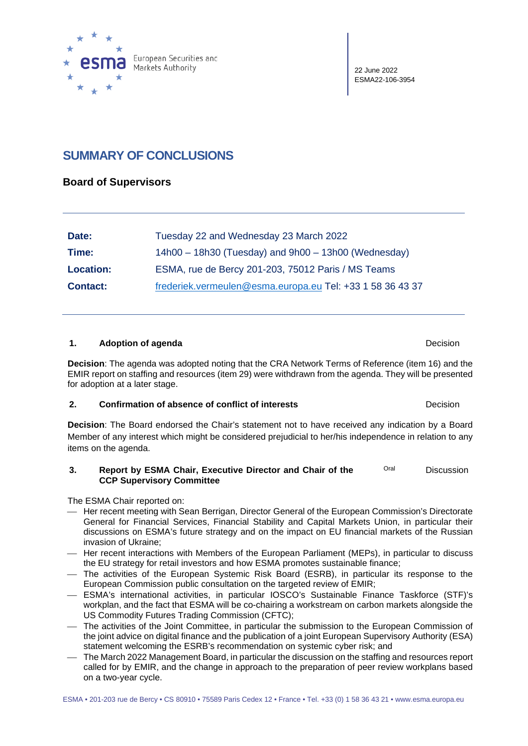European Securities and Markets Authority

22 June 2022
ESMA22-106-3954

# SUMMARY OF CONCLUSIONS

## Board of Supervisors

| | |
|---|---|
| **Date:** | Tuesday 22 and Wednesday 23 March 2022 |
| **Time:** | 14h00 – 18h30 (Tuesday) and 9h00 – 13h00 (Wednesday) |
| **Location:** | ESMA, rue de Bercy 201-203, 75012 Paris / MS Teams |
| **Contact:** | frederiek.vermeulen@esma.europa.eu Tel: +33 1 58 36 43 37 |

### 1. Adoption of agenda — Decision

**Decision**: The agenda was adopted noting that the CRA Network Terms of Reference (item 16) and the EMIR report on staffing and resources (item 29) were withdrawn from the agenda. They will be presented for adoption at a later stage.

### 2. Confirmation of absence of conflict of interests — Decision

**Decision**: The Board endorsed the Chair's statement not to have received any indication by a Board Member of any interest which might be considered prejudicial to her/his independence in relation to any items on the agenda.

### 3. Report by ESMA Chair, Executive Director and Chair of the CCP Supervisory Committee — Oral — Discussion

The ESMA Chair reported on:

- Her recent meeting with Sean Berrigan, Director General of the European Commission's Directorate General for Financial Services, Financial Stability and Capital Markets Union, in particular their discussions on ESMA's future strategy and on the impact on EU financial markets of the Russian invasion of Ukraine;
- Her recent interactions with Members of the European Parliament (MEPs), in particular to discuss the EU strategy for retail investors and how ESMA promotes sustainable finance;
- The activities of the European Systemic Risk Board (ESRB), in particular its response to the European Commission public consultation on the targeted review of EMIR;
- ESMA's international activities, in particular IOSCO's Sustainable Finance Taskforce (STF)'s workplan, and the fact that ESMA will be co-chairing a workstream on carbon markets alongside the US Commodity Futures Trading Commission (CFTC);
- The activities of the Joint Committee, in particular the submission to the European Commission of the joint advice on digital finance and the publication of a joint European Supervisory Authority (ESA) statement welcoming the ESRB's recommendation on systemic cyber risk; and
- The March 2022 Management Board, in particular the discussion on the staffing and resources report called for by EMIR, and the change in approach to the preparation of peer review workplans based on a two-year cycle.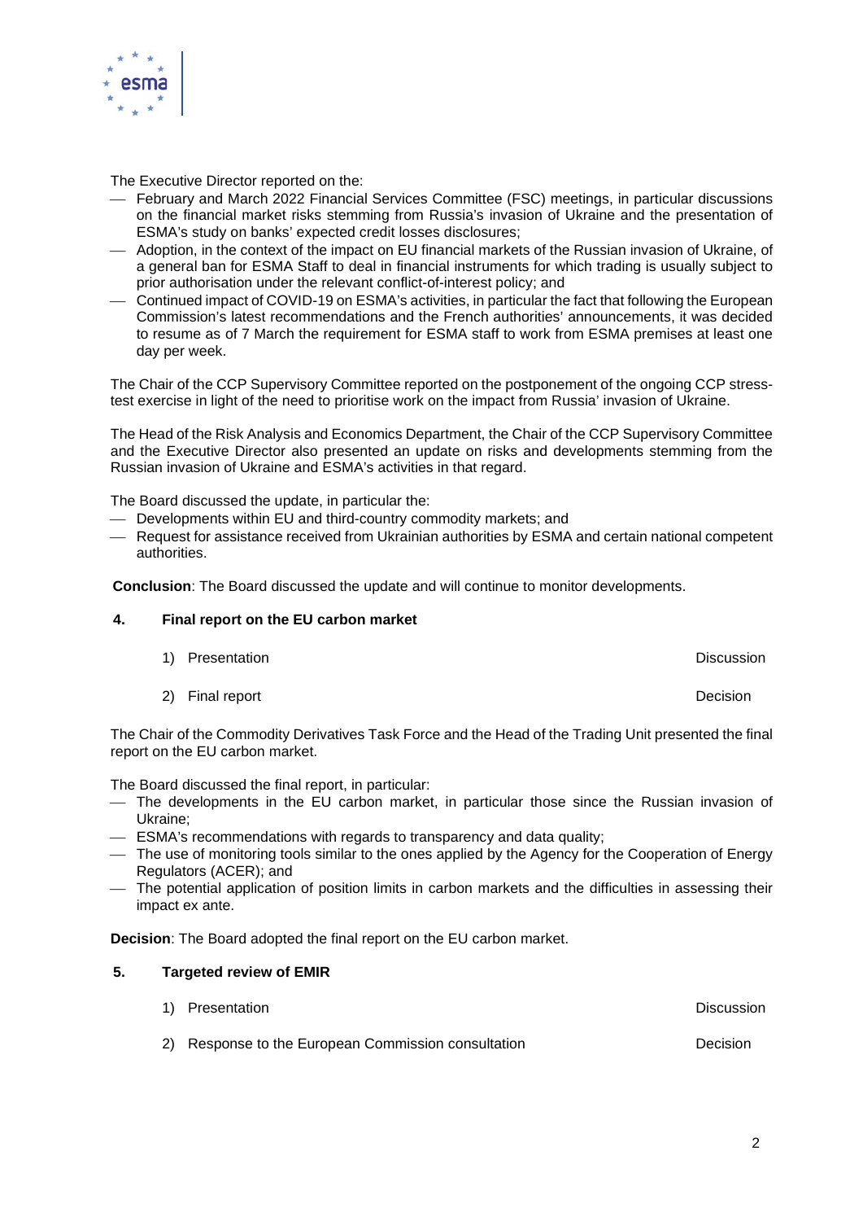The Executive Director reported on the:

- February and March 2022 Financial Services Committee (FSC) meetings, in particular discussions on the financial market risks stemming from Russia's invasion of Ukraine and the presentation of ESMA's study on banks' expected credit losses disclosures;
- Adoption, in the context of the impact on EU financial markets of the Russian invasion of Ukraine, of a general ban for ESMA Staff to deal in financial instruments for which trading is usually subject to prior authorisation under the relevant conflict-of-interest policy; and
- Continued impact of COVID-19 on ESMA's activities, in particular the fact that following the European Commission's latest recommendations and the French authorities' announcements, it was decided to resume as of 7 March the requirement for ESMA staff to work from ESMA premises at least one day per week.

The Chair of the CCP Supervisory Committee reported on the postponement of the ongoing CCP stress-test exercise in light of the need to prioritise work on the impact from Russia' invasion of Ukraine.

The Head of the Risk Analysis and Economics Department, the Chair of the CCP Supervisory Committee and the Executive Director also presented an update on risks and developments stemming from the Russian invasion of Ukraine and ESMA's activities in that regard.

The Board discussed the update, in particular the:

- Developments within EU and third-country commodity markets; and
- Request for assistance received from Ukrainian authorities by ESMA and certain national competent authorities.

**Conclusion**: The Board discussed the update and will continue to monitor developments.

## 4. Final report on the EU carbon market

1) Presentation — Discussion

2) Final report — Decision

The Chair of the Commodity Derivatives Task Force and the Head of the Trading Unit presented the final report on the EU carbon market.

The Board discussed the final report, in particular:

- The developments in the EU carbon market, in particular those since the Russian invasion of Ukraine;
- ESMA's recommendations with regards to transparency and data quality;
- The use of monitoring tools similar to the ones applied by the Agency for the Cooperation of Energy Regulators (ACER); and
- The potential application of position limits in carbon markets and the difficulties in assessing their impact ex ante.

**Decision**: The Board adopted the final report on the EU carbon market.

## 5. Targeted review of EMIR

1) Presentation — Discussion

2) Response to the European Commission consultation — Decision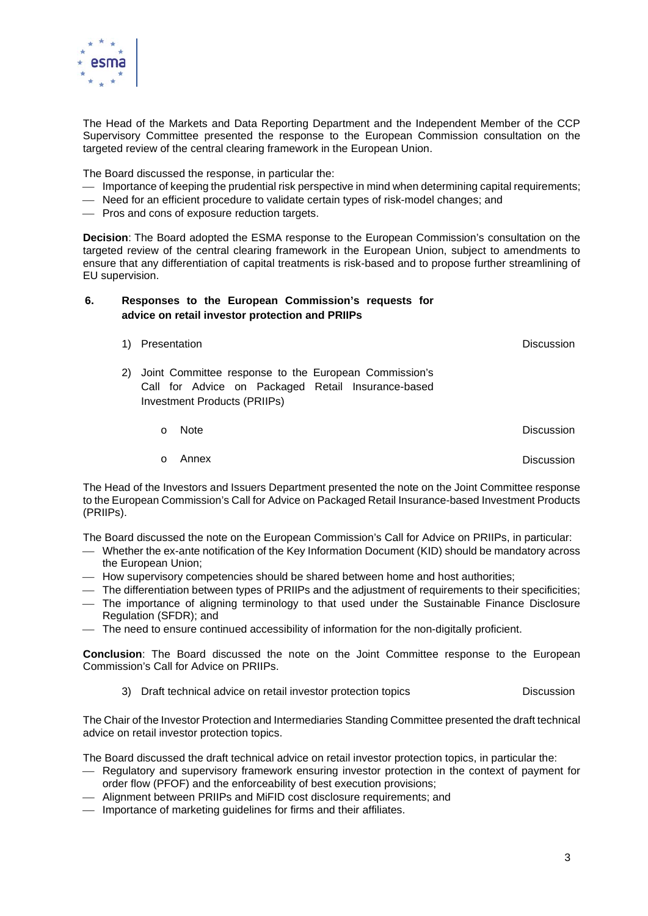The Head of the Markets and Data Reporting Department and the Independent Member of the CCP Supervisory Committee presented the response to the European Commission consultation on the targeted review of the central clearing framework in the European Union.

The Board discussed the response, in particular the:

- Importance of keeping the prudential risk perspective in mind when determining capital requirements;
- Need for an efficient procedure to validate certain types of risk-model changes; and
- Pros and cons of exposure reduction targets.

**Decision**: The Board adopted the ESMA response to the European Commission's consultation on the targeted review of the central clearing framework in the European Union, subject to amendments to ensure that any differentiation of capital treatments is risk-based and to propose further streamlining of EU supervision.

## 6. Responses to the European Commission's requests for advice on retail investor protection and PRIIPs

1) Presentation — Discussion

2) Joint Committee response to the European Commission's Call for Advice on Packaged Retail Insurance-based Investment Products (PRIIPs)

   - Note — Discussion
   - Annex — Discussion

The Head of the Investors and Issuers Department presented the note on the Joint Committee response to the European Commission's Call for Advice on Packaged Retail Insurance-based Investment Products (PRIIPs).

The Board discussed the note on the European Commission's Call for Advice on PRIIPs, in particular:

- Whether the ex-ante notification of the Key Information Document (KID) should be mandatory across the European Union;
- How supervisory competencies should be shared between home and host authorities;
- The differentiation between types of PRIIPs and the adjustment of requirements to their specificities;
- The importance of aligning terminology to that used under the Sustainable Finance Disclosure Regulation (SFDR); and
- The need to ensure continued accessibility of information for the non-digitally proficient.

**Conclusion**: The Board discussed the note on the Joint Committee response to the European Commission's Call for Advice on PRIIPs.

3) Draft technical advice on retail investor protection topics — Discussion

The Chair of the Investor Protection and Intermediaries Standing Committee presented the draft technical advice on retail investor protection topics.

The Board discussed the draft technical advice on retail investor protection topics, in particular the:

- Regulatory and supervisory framework ensuring investor protection in the context of payment for order flow (PFOF) and the enforceability of best execution provisions;
- Alignment between PRIIPs and MiFID cost disclosure requirements; and
- Importance of marketing guidelines for firms and their affiliates.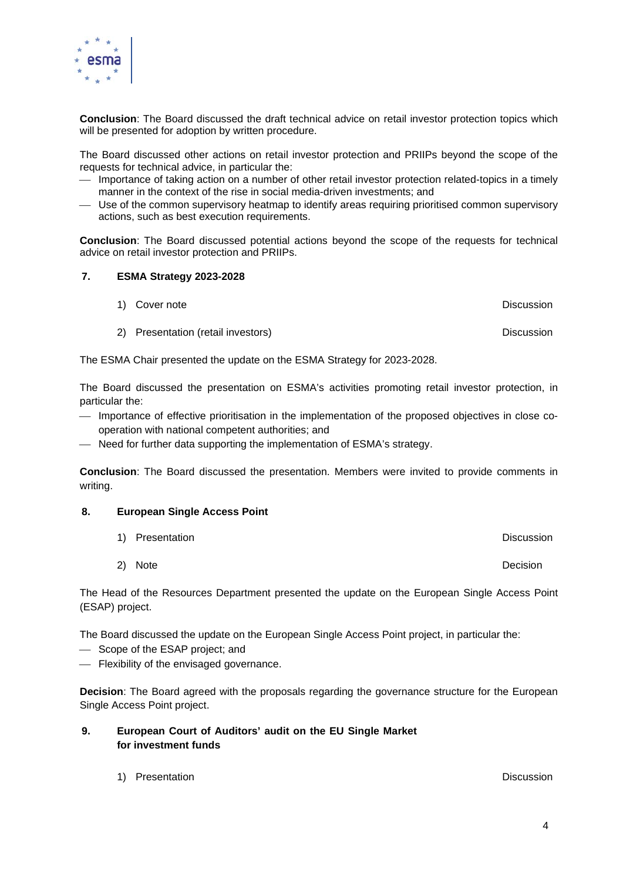**Conclusion**: The Board discussed the draft technical advice on retail investor protection topics which will be presented for adoption by written procedure.

The Board discussed other actions on retail investor protection and PRIIPs beyond the scope of the requests for technical advice, in particular the:

- Importance of taking action on a number of other retail investor protection related-topics in a timely manner in the context of the rise in social media-driven investments; and
- Use of the common supervisory heatmap to identify areas requiring prioritised common supervisory actions, such as best execution requirements.

**Conclusion**: The Board discussed potential actions beyond the scope of the requests for technical advice on retail investor protection and PRIIPs.

### 7. ESMA Strategy 2023-2028

| | |
|---|---|
| 1) Cover note | Discussion |
| 2) Presentation (retail investors) | Discussion |

The ESMA Chair presented the update on the ESMA Strategy for 2023-2028.

The Board discussed the presentation on ESMA's activities promoting retail investor protection, in particular the:

- Importance of effective prioritisation in the implementation of the proposed objectives in close co-operation with national competent authorities; and
- Need for further data supporting the implementation of ESMA's strategy.

**Conclusion**: The Board discussed the presentation. Members were invited to provide comments in writing.

### 8. European Single Access Point

| | |
|---|---|
| 1) Presentation | Discussion |
| 2) Note | Decision |

The Head of the Resources Department presented the update on the European Single Access Point (ESAP) project.

The Board discussed the update on the European Single Access Point project, in particular the:

- Scope of the ESAP project; and
- Flexibility of the envisaged governance.

**Decision**: The Board agreed with the proposals regarding the governance structure for the European Single Access Point project.

### 9. European Court of Auditors' audit on the EU Single Market for investment funds

| | |
|---|---|
| 1) Presentation | Discussion |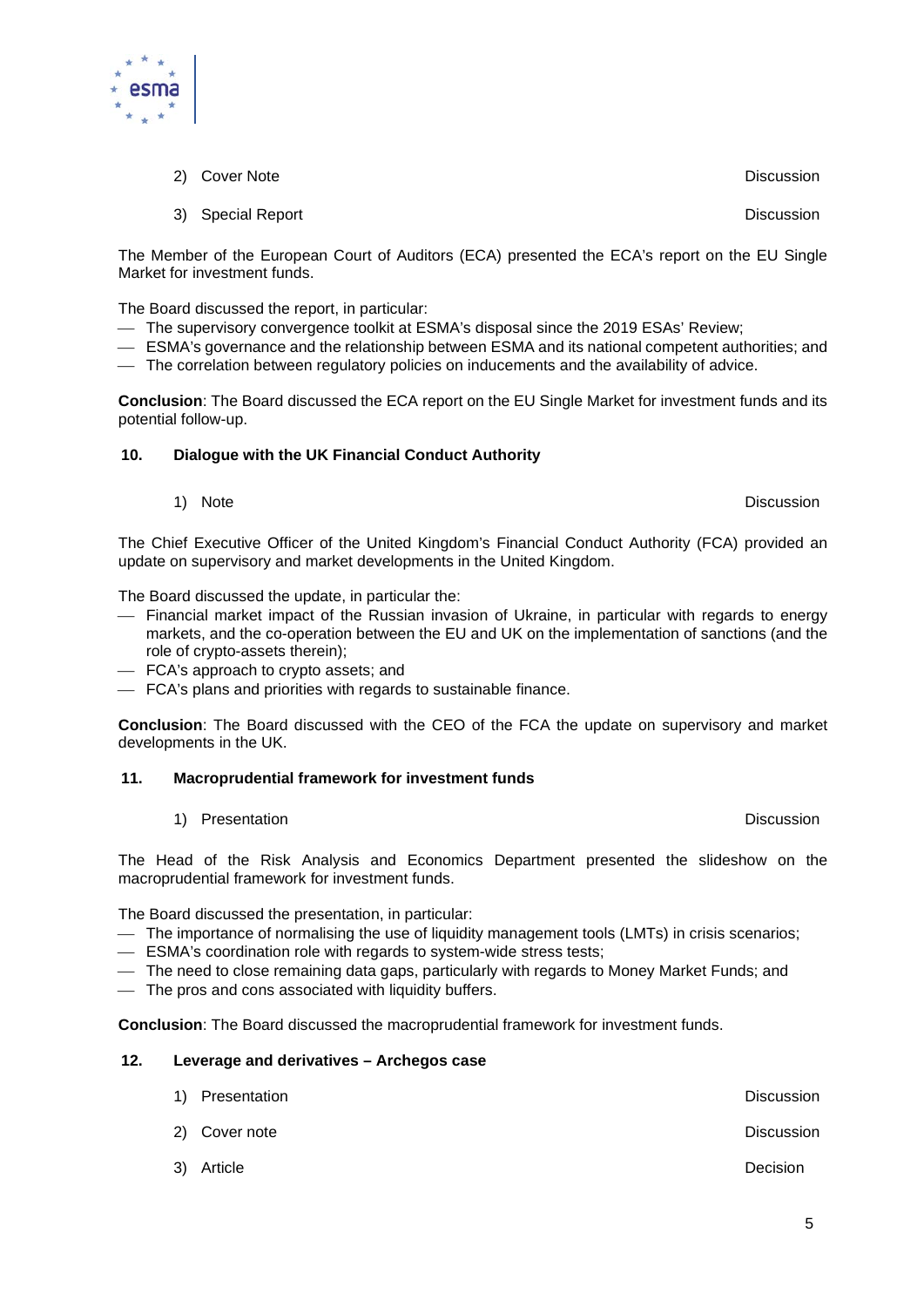2) Cover Note — Discussion

3) Special Report — Discussion

The Member of the European Court of Auditors (ECA) presented the ECA's report on the EU Single Market for investment funds.

The Board discussed the report, in particular:

- The supervisory convergence toolkit at ESMA's disposal since the 2019 ESAs' Review;
- ESMA's governance and the relationship between ESMA and its national competent authorities; and
- The correlation between regulatory policies on inducements and the availability of advice.

**Conclusion**: The Board discussed the ECA report on the EU Single Market for investment funds and its potential follow-up.

## 10. Dialogue with the UK Financial Conduct Authority

1) Note — Discussion

The Chief Executive Officer of the United Kingdom's Financial Conduct Authority (FCA) provided an update on supervisory and market developments in the United Kingdom.

The Board discussed the update, in particular the:

- Financial market impact of the Russian invasion of Ukraine, in particular with regards to energy markets, and the co-operation between the EU and UK on the implementation of sanctions (and the role of crypto-assets therein);
- FCA's approach to crypto assets; and
- FCA's plans and priorities with regards to sustainable finance.

**Conclusion**: The Board discussed with the CEO of the FCA the update on supervisory and market developments in the UK.

## 11. Macroprudential framework for investment funds

1) Presentation — Discussion

The Head of the Risk Analysis and Economics Department presented the slideshow on the macroprudential framework for investment funds.

The Board discussed the presentation, in particular:

- The importance of normalising the use of liquidity management tools (LMTs) in crisis scenarios;
- ESMA's coordination role with regards to system-wide stress tests;
- The need to close remaining data gaps, particularly with regards to Money Market Funds; and
- The pros and cons associated with liquidity buffers.

**Conclusion**: The Board discussed the macroprudential framework for investment funds.

## 12. Leverage and derivatives – Archegos case

1) Presentation — Discussion

2) Cover note — Discussion

3) Article — Decision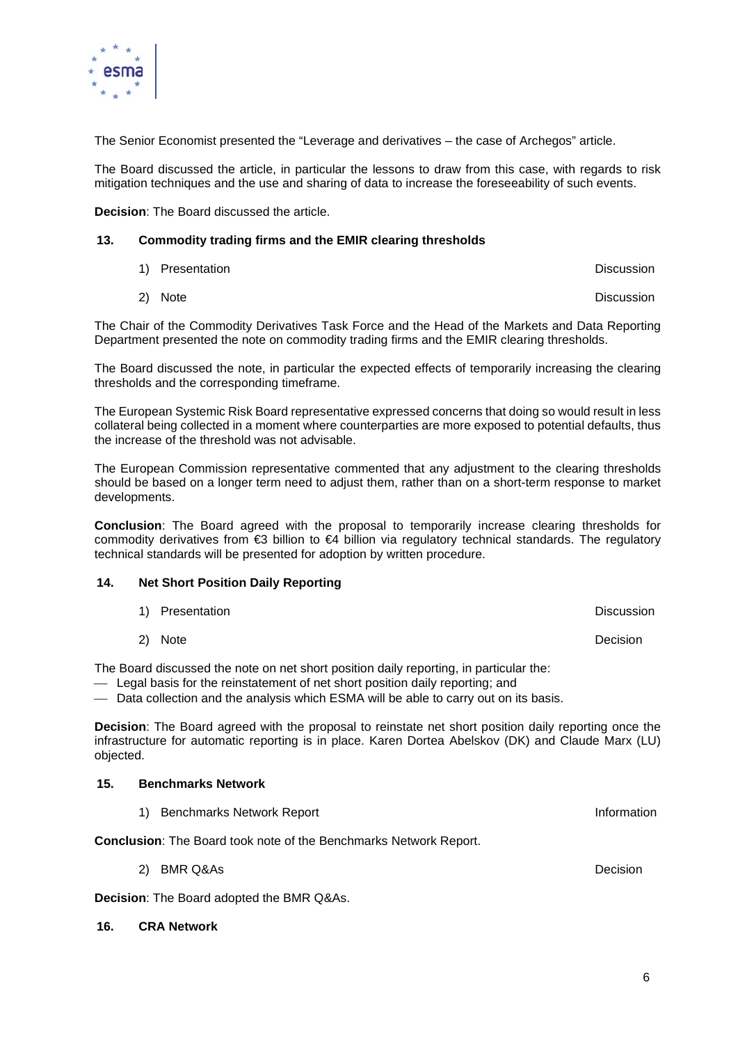The Senior Economist presented the "Leverage and derivatives – the case of Archegos" article.

The Board discussed the article, in particular the lessons to draw from this case, with regards to risk mitigation techniques and the use and sharing of data to increase the foreseeability of such events.

**Decision**: The Board discussed the article.

### 13. Commodity trading firms and the EMIR clearing thresholds

| | |
|---|---|
| 1) Presentation | Discussion |
| 2) Note | Discussion |

The Chair of the Commodity Derivatives Task Force and the Head of the Markets and Data Reporting Department presented the note on commodity trading firms and the EMIR clearing thresholds.

The Board discussed the note, in particular the expected effects of temporarily increasing the clearing thresholds and the corresponding timeframe.

The European Systemic Risk Board representative expressed concerns that doing so would result in less collateral being collected in a moment where counterparties are more exposed to potential defaults, thus the increase of the threshold was not advisable.

The European Commission representative commented that any adjustment to the clearing thresholds should be based on a longer term need to adjust them, rather than on a short-term response to market developments.

**Conclusion**: The Board agreed with the proposal to temporarily increase clearing thresholds for commodity derivatives from €3 billion to €4 billion via regulatory technical standards. The regulatory technical standards will be presented for adoption by written procedure.

### 14. Net Short Position Daily Reporting

| | |
|---|---|
| 1) Presentation | Discussion |
| 2) Note | Decision |

The Board discussed the note on net short position daily reporting, in particular the:

- Legal basis for the reinstatement of net short position daily reporting; and
- Data collection and the analysis which ESMA will be able to carry out on its basis.

**Decision**: The Board agreed with the proposal to reinstate net short position daily reporting once the infrastructure for automatic reporting is in place. Karen Dortea Abelskov (DK) and Claude Marx (LU) objected.

### 15. Benchmarks Network

| | |
|---|---|
| 1) Benchmarks Network Report | Information |

**Conclusion**: The Board took note of the Benchmarks Network Report.

| | |
|---|---|
| 2) BMR Q&As | Decision |

**Decision**: The Board adopted the BMR Q&As.

### 16. CRA Network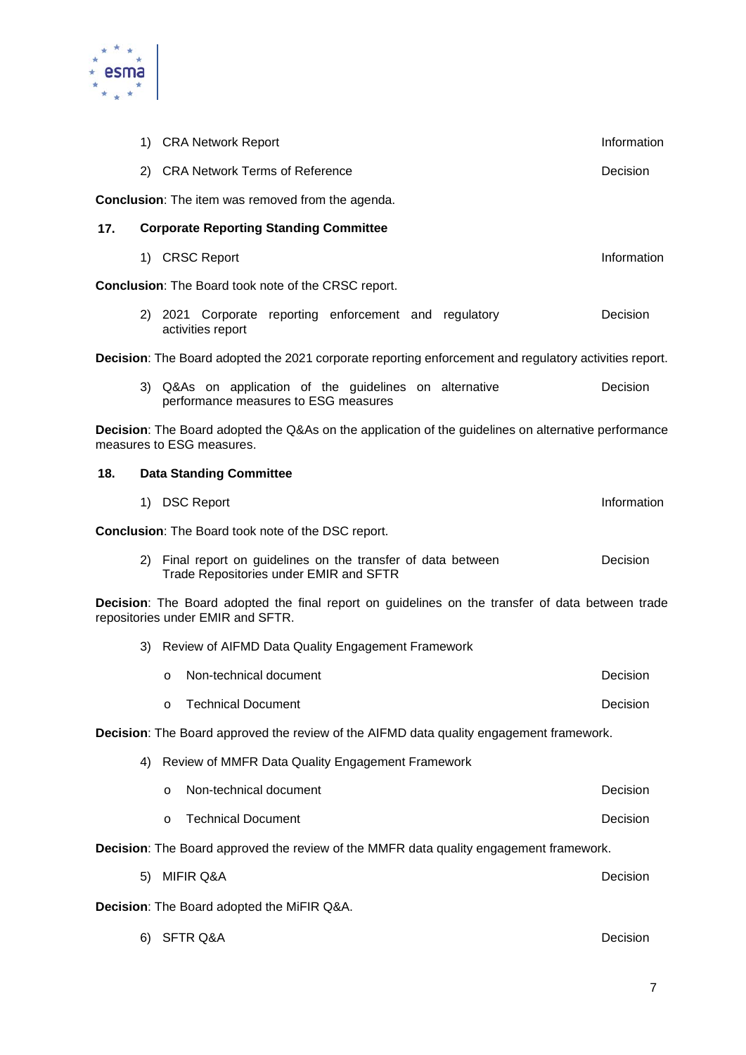1) CRA Network Report — Information

2) CRA Network Terms of Reference — Decision

**Conclusion**: The item was removed from the agenda.

**17. Corporate Reporting Standing Committee**

1) CRSC Report — Information

**Conclusion**: The Board took note of the CRSC report.

2) 2021 Corporate reporting enforcement and regulatory activities report — Decision

**Decision**: The Board adopted the 2021 corporate reporting enforcement and regulatory activities report.

3) Q&As on application of the guidelines on alternative performance measures to ESG measures — Decision

**Decision**: The Board adopted the Q&As on the application of the guidelines on alternative performance measures to ESG measures.

**18. Data Standing Committee**

1) DSC Report — Information

**Conclusion**: The Board took note of the DSC report.

2) Final report on guidelines on the transfer of data between Trade Repositories under EMIR and SFTR — Decision

**Decision**: The Board adopted the final report on guidelines on the transfer of data between trade repositories under EMIR and SFTR.

3) Review of AIFMD Data Quality Engagement Framework

- Non-technical document — Decision
- Technical Document — Decision

**Decision**: The Board approved the review of the AIFMD data quality engagement framework.

4) Review of MMFR Data Quality Engagement Framework

- Non-technical document — Decision
- Technical Document — Decision

**Decision**: The Board approved the review of the MMFR data quality engagement framework.

5) MIFIR Q&A — Decision

**Decision**: The Board adopted the MiFIR Q&A.

6) SFTR Q&A — Decision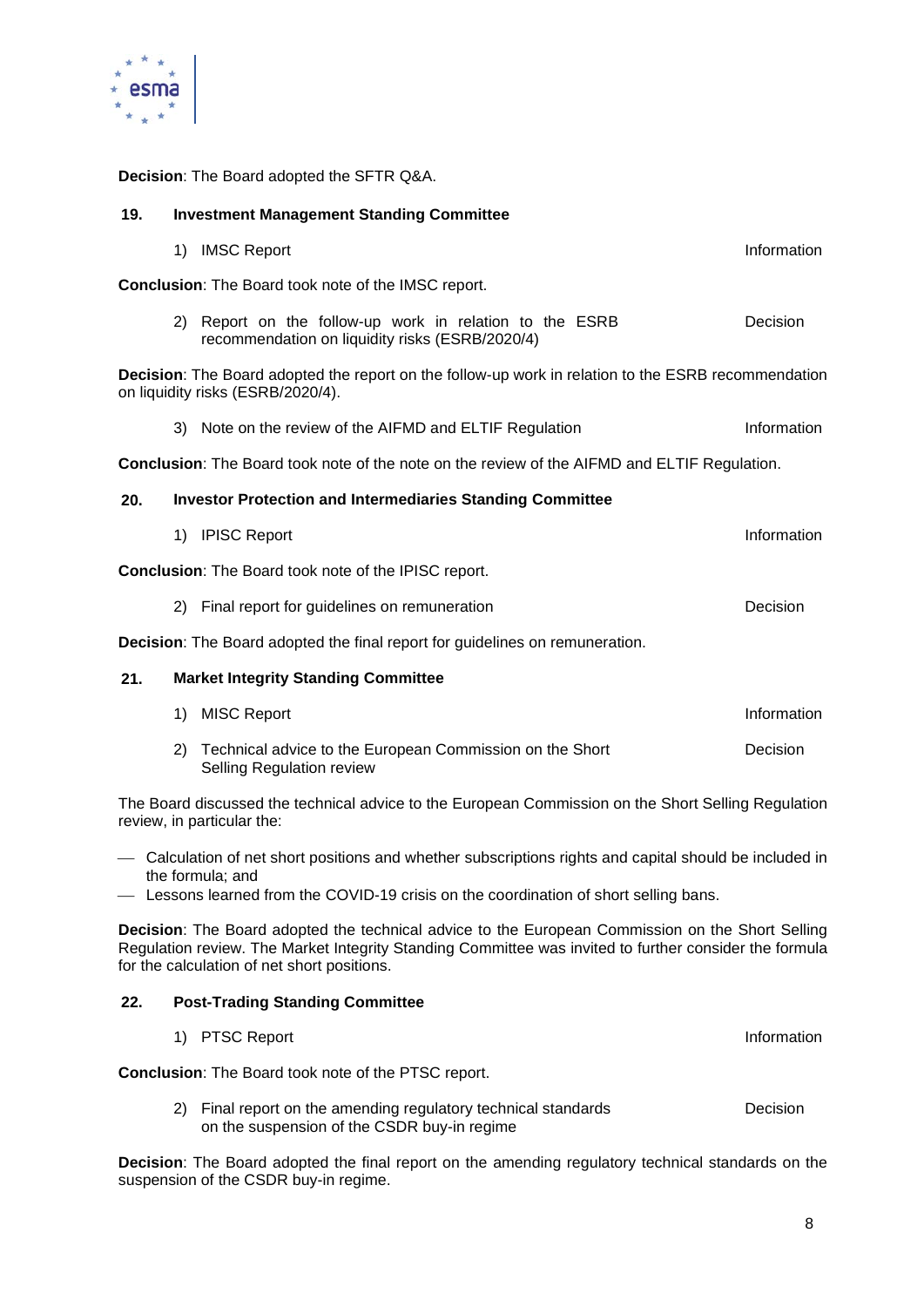**Decision**: The Board adopted the SFTR Q&A.

## 19. Investment Management Standing Committee

1) IMSC Report — Information

**Conclusion**: The Board took note of the IMSC report.

2) Report on the follow-up work in relation to the ESRB recommendation on liquidity risks (ESRB/2020/4) — Decision

**Decision**: The Board adopted the report on the follow-up work in relation to the ESRB recommendation on liquidity risks (ESRB/2020/4).

3) Note on the review of the AIFMD and ELTIF Regulation — Information

**Conclusion**: The Board took note of the note on the review of the AIFMD and ELTIF Regulation.

## 20. Investor Protection and Intermediaries Standing Committee

1) IPISC Report — Information

**Conclusion**: The Board took note of the IPISC report.

2) Final report for guidelines on remuneration — Decision

**Decision**: The Board adopted the final report for guidelines on remuneration.

## 21. Market Integrity Standing Committee

1) MISC Report — Information

2) Technical advice to the European Commission on the Short Selling Regulation review — Decision

The Board discussed the technical advice to the European Commission on the Short Selling Regulation review, in particular the:

- Calculation of net short positions and whether subscriptions rights and capital should be included in the formula; and
- Lessons learned from the COVID-19 crisis on the coordination of short selling bans.

**Decision**: The Board adopted the technical advice to the European Commission on the Short Selling Regulation review. The Market Integrity Standing Committee was invited to further consider the formula for the calculation of net short positions.

## 22. Post-Trading Standing Committee

1) PTSC Report — Information

**Conclusion**: The Board took note of the PTSC report.

2) Final report on the amending regulatory technical standards on the suspension of the CSDR buy-in regime — Decision

**Decision**: The Board adopted the final report on the amending regulatory technical standards on the suspension of the CSDR buy-in regime.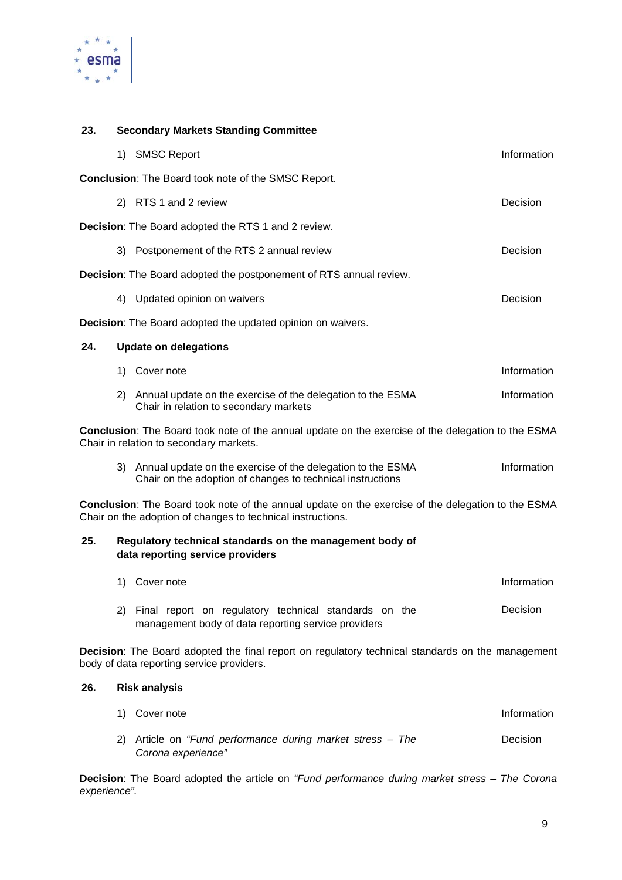**23. Secondary Markets Standing Committee**

1) SMSC Report — Information

**Conclusion**: The Board took note of the SMSC Report.

2) RTS 1 and 2 review — Decision

**Decision**: The Board adopted the RTS 1 and 2 review.

3) Postponement of the RTS 2 annual review — Decision

**Decision**: The Board adopted the postponement of RTS annual review.

4) Updated opinion on waivers — Decision

**Decision**: The Board adopted the updated opinion on waivers.

**24. Update on delegations**

1) Cover note — Information

2) Annual update on the exercise of the delegation to the ESMA Chair in relation to secondary markets — Information

**Conclusion**: The Board took note of the annual update on the exercise of the delegation to the ESMA Chair in relation to secondary markets.

3) Annual update on the exercise of the delegation to the ESMA Chair on the adoption of changes to technical instructions — Information

**Conclusion**: The Board took note of the annual update on the exercise of the delegation to the ESMA Chair on the adoption of changes to technical instructions.

**25. Regulatory technical standards on the management body of data reporting service providers**

1) Cover note — Information

2) Final report on regulatory technical standards on the management body of data reporting service providers — Decision

**Decision**: The Board adopted the final report on regulatory technical standards on the management body of data reporting service providers.

**26. Risk analysis**

1) Cover note — Information

2) Article on *"Fund performance during market stress – The Corona experience"* — Decision

**Decision**: The Board adopted the article on *"Fund performance during market stress – The Corona experience".*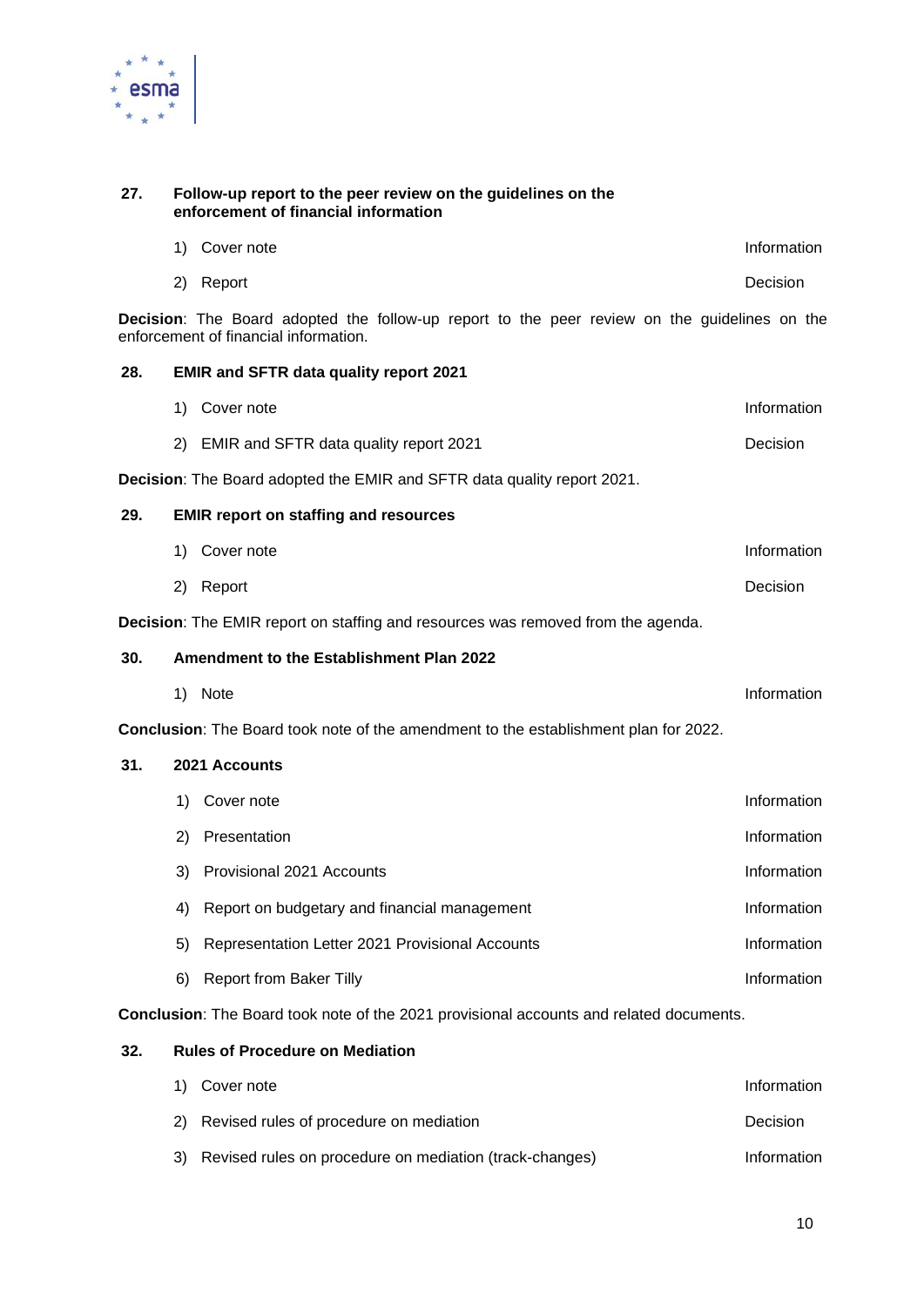**27. Follow-up report to the peer review on the guidelines on the enforcement of financial information**

| | |
|---|---|
| 1) Cover note | Information |
| 2) Report | Decision |

**Decision**: The Board adopted the follow-up report to the peer review on the guidelines on the enforcement of financial information.

**28. EMIR and SFTR data quality report 2021**

| | |
|---|---|
| 1) Cover note | Information |
| 2) EMIR and SFTR data quality report 2021 | Decision |

**Decision**: The Board adopted the EMIR and SFTR data quality report 2021.

**29. EMIR report on staffing and resources**

| | |
|---|---|
| 1) Cover note | Information |
| 2) Report | Decision |

**Decision**: The EMIR report on staffing and resources was removed from the agenda.

**30. Amendment to the Establishment Plan 2022**

| | |
|---|---|
| 1) Note | Information |

**Conclusion**: The Board took note of the amendment to the establishment plan for 2022.

**31. 2021 Accounts**

| | |
|---|---|
| 1) Cover note | Information |
| 2) Presentation | Information |
| 3) Provisional 2021 Accounts | Information |
| 4) Report on budgetary and financial management | Information |
| 5) Representation Letter 2021 Provisional Accounts | Information |
| 6) Report from Baker Tilly | Information |

**Conclusion**: The Board took note of the 2021 provisional accounts and related documents.

**32. Rules of Procedure on Mediation**

| | |
|---|---|
| 1) Cover note | Information |
| 2) Revised rules of procedure on mediation | Decision |
| 3) Revised rules on procedure on mediation (track-changes) | Information |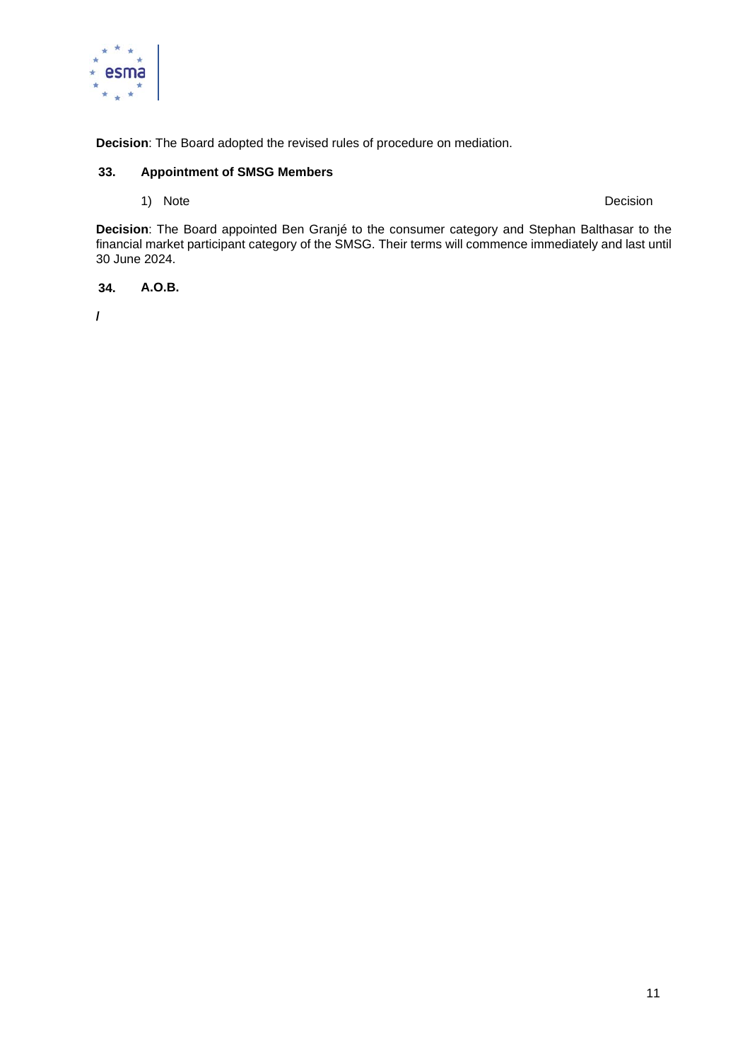**Decision**: The Board adopted the revised rules of procedure on mediation.

## 33. Appointment of SMSG Members

1) Note Decision

**Decision**: The Board appointed Ben Granjé to the consumer category and Stephan Balthasar to the financial market participant category of the SMSG. Their terms will commence immediately and last until 30 June 2024.

## 34. A.O.B.

/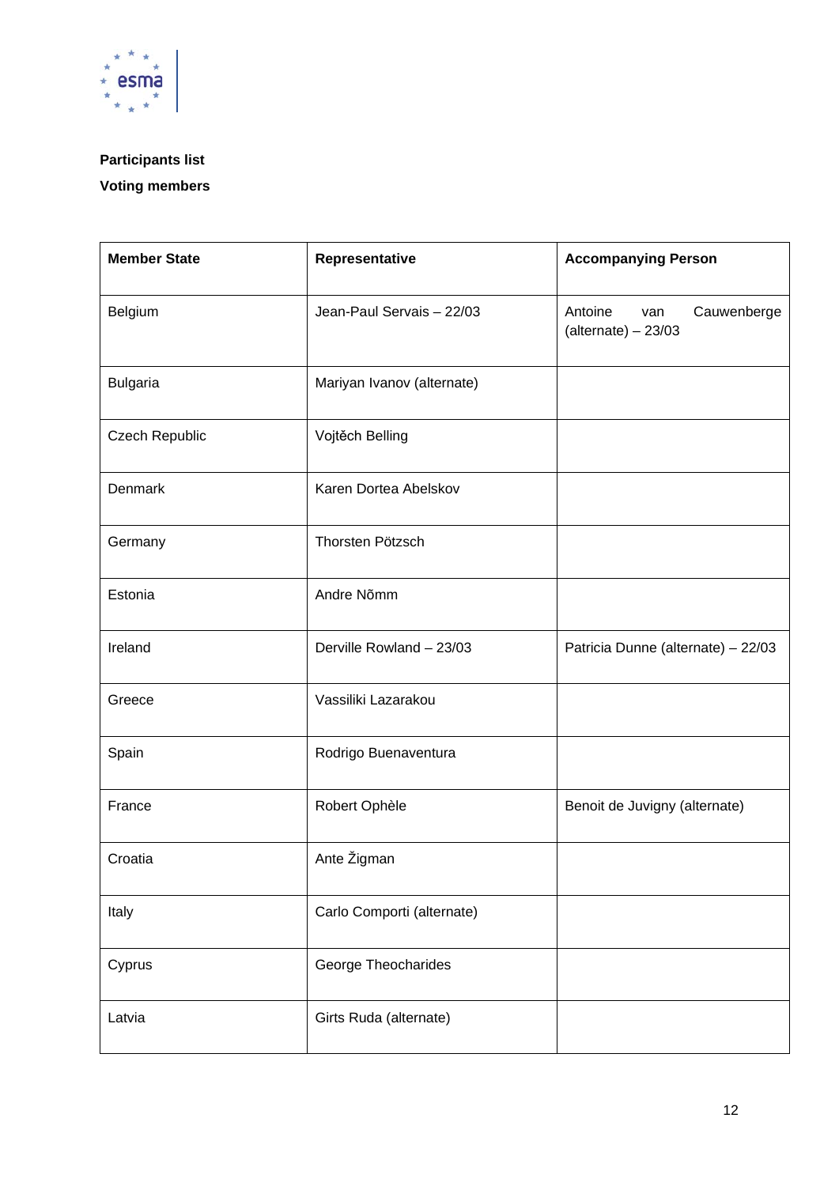**Participants list**

**Voting members**

| Member State | Representative | Accompanying Person |
|---|---|---|
| Belgium | Jean-Paul Servais – 22/03 | Antoine van Cauwenberge (alternate) – 23/03 |
| Bulgaria | Mariyan Ivanov (alternate) | |
| Czech Republic | Vojtěch Belling | |
| Denmark | Karen Dortea Abelskov | |
| Germany | Thorsten Pötzsch | |
| Estonia | Andre Nõmm | |
| Ireland | Derville Rowland – 23/03 | Patricia Dunne (alternate) – 22/03 |
| Greece | Vassiliki Lazarakou | |
| Spain | Rodrigo Buenaventura | |
| France | Robert Ophèle | Benoit de Juvigny (alternate) |
| Croatia | Ante Žigman | |
| Italy | Carlo Comporti (alternate) | |
| Cyprus | George Theocharides | |
| Latvia | Girts Ruda (alternate) | |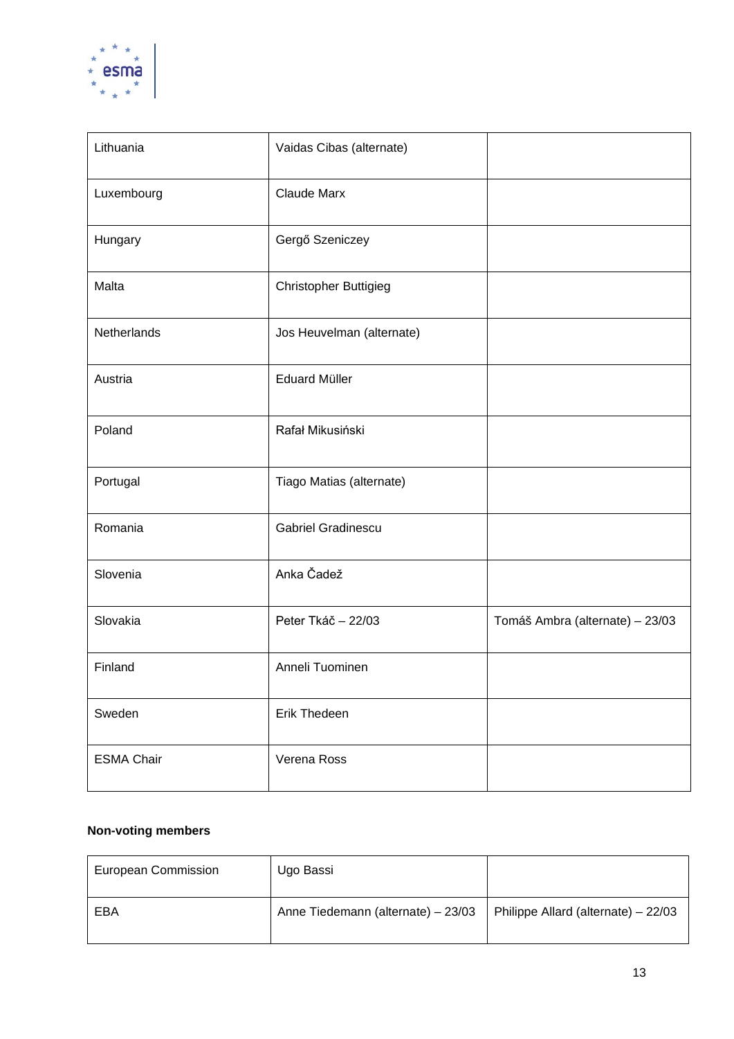| | | |
|---|---|---|
| Lithuania | Vaidas Cibas (alternate) | |
| Luxembourg | Claude Marx | |
| Hungary | Gergő Szeniczey | |
| Malta | Christopher Buttigieg | |
| Netherlands | Jos Heuvelman (alternate) | |
| Austria | Eduard Müller | |
| Poland | Rafał Mikusiński | |
| Portugal | Tiago Matias (alternate) | |
| Romania | Gabriel Gradinescu | |
| Slovenia | Anka Čadež | |
| Slovakia | Peter Tkáč – 22/03 | Tomáš Ambra (alternate) – 23/03 |
| Finland | Anneli Tuominen | |
| Sweden | Erik Thedeen | |
| ESMA Chair | Verena Ross | |

**Non-voting members**

| | | |
|---|---|---|
| European Commission | Ugo Bassi | |
| EBA | Anne Tiedemann (alternate) – 23/03 | Philippe Allard (alternate) – 22/03 |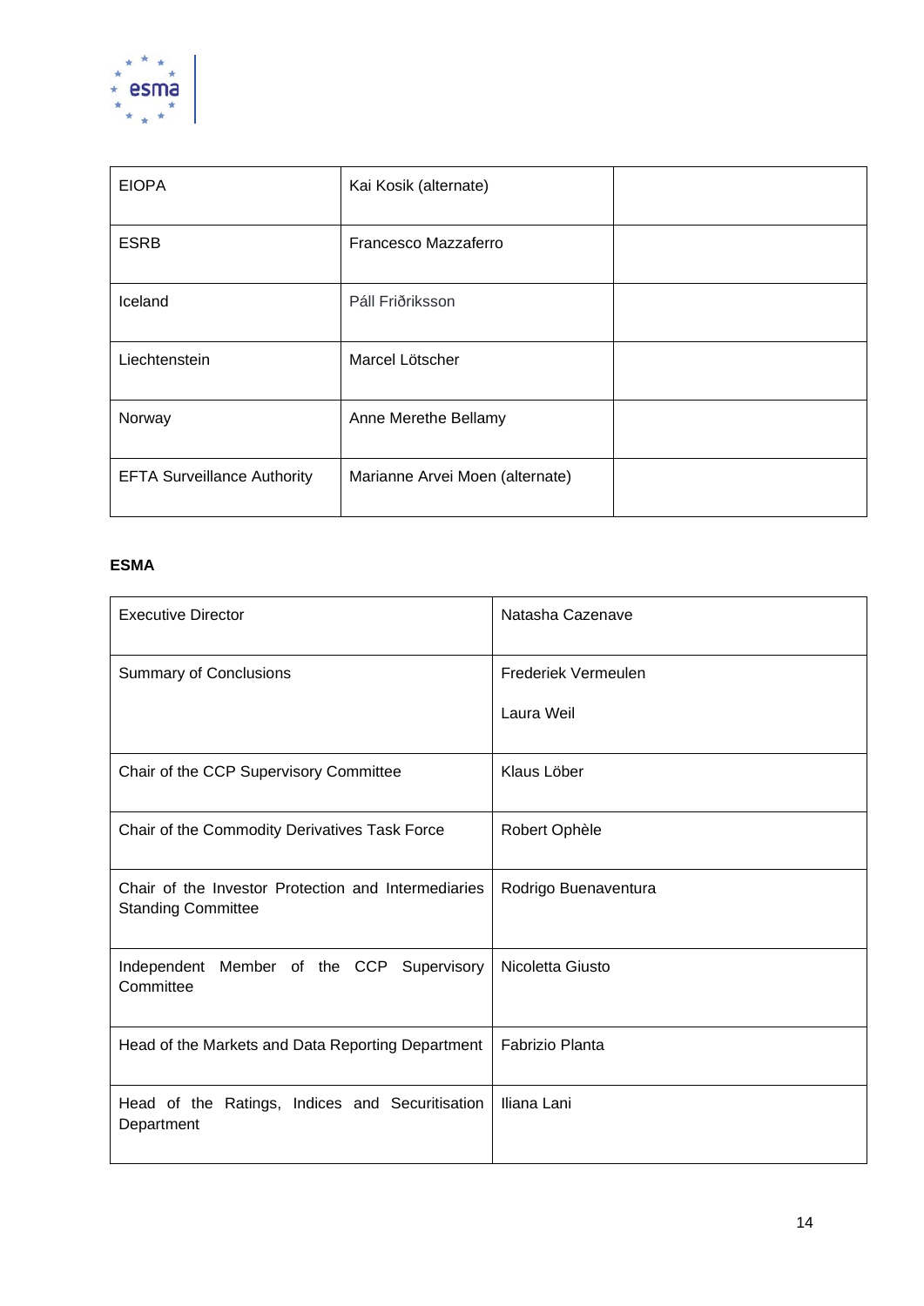| | | |
|---|---|---|
| EIOPA | Kai Kosik (alternate) | |
| ESRB | Francesco Mazzaferro | |
| Iceland | Páll Friðriksson | |
| Liechtenstein | Marcel Lötscher | |
| Norway | Anne Merethe Bellamy | |
| EFTA Surveillance Authority | Marianne Arvei Moen (alternate) | |

**ESMA**

| | |
|---|---|
| Executive Director | Natasha Cazenave |
| Summary of Conclusions | Frederiek Vermeulen<br><br>Laura Weil |
| Chair of the CCP Supervisory Committee | Klaus Löber |
| Chair of the Commodity Derivatives Task Force | Robert Ophèle |
| Chair of the Investor Protection and Intermediaries Standing Committee | Rodrigo Buenaventura |
| Independent Member of the CCP Supervisory Committee | Nicoletta Giusto |
| Head of the Markets and Data Reporting Department | Fabrizio Planta |
| Head of the Ratings, Indices and Securitisation Department | Iliana Lani |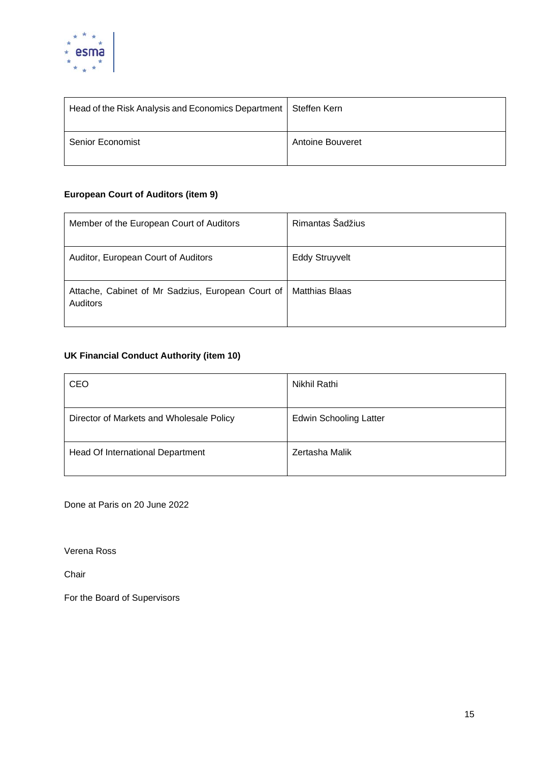| Head of the Risk Analysis and Economics Department | Steffen Kern |
| --- | --- |
| Senior Economist | Antoine Bouveret |

**European Court of Auditors (item 9)**

| Member of the European Court of Auditors | Rimantas Šadžius |
| --- | --- |
| Auditor, European Court of Auditors | Eddy Struyvelt |
| Attache, Cabinet of Mr Sadzius, European Court of Auditors | Matthias Blaas |

**UK Financial Conduct Authority (item 10)**

| CEO | Nikhil Rathi |
| --- | --- |
| Director of Markets and Wholesale Policy | Edwin Schooling Latter |
| Head Of International Department | Zertasha Malik |

Done at Paris on 20 June 2022

Verena Ross

Chair

For the Board of Supervisors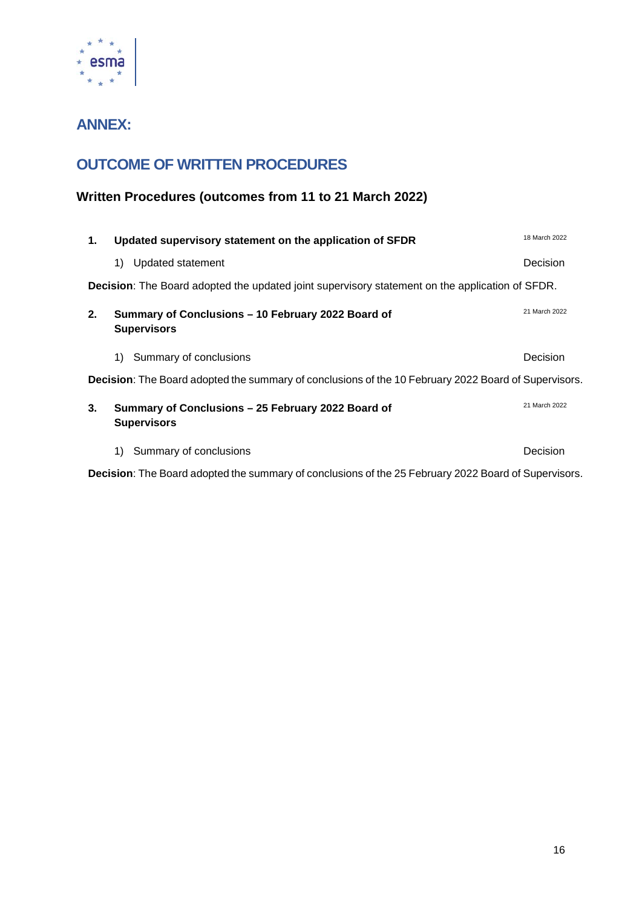## ANNEX:

## OUTCOME OF WRITTEN PROCEDURES

### Written Procedures (outcomes from 11 to 21 March 2022)

**1. Updated supervisory statement on the application of SFDR** — 18 March 2022

1) Updated statement — Decision

**Decision**: The Board adopted the updated joint supervisory statement on the application of SFDR.

**2. Summary of Conclusions – 10 February 2022 Board of Supervisors** — 21 March 2022

1) Summary of conclusions — Decision

**Decision**: The Board adopted the summary of conclusions of the 10 February 2022 Board of Supervisors.

**3. Summary of Conclusions – 25 February 2022 Board of Supervisors** — 21 March 2022

1) Summary of conclusions — Decision

**Decision**: The Board adopted the summary of conclusions of the 25 February 2022 Board of Supervisors.